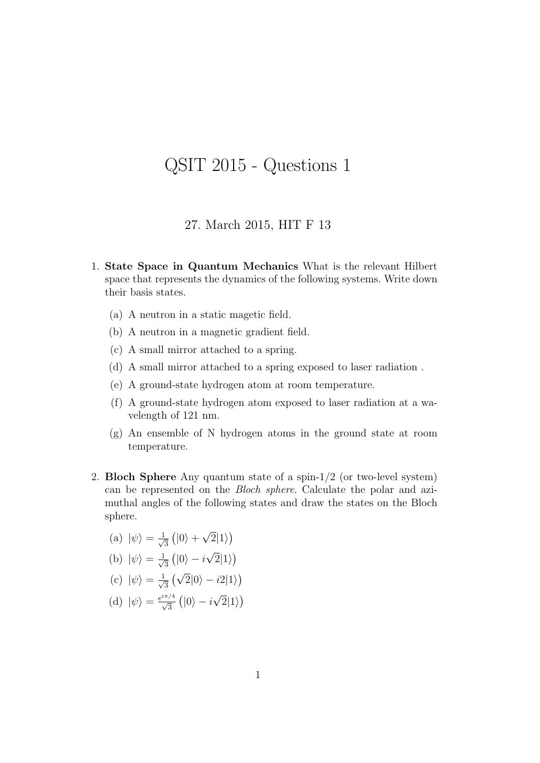# QSIT 2015 - Questions 1

27. March 2015, HIT F 13

1. **State Space in Quantum Mechanics** What is the relevant Hilbert space that represents the dynamics of the following systems. Write down their basis states.

   (a) A neutron in a static magetic field.

   (b) A neutron in a magnetic gradient field.

   (c) A small mirror attached to a spring.

   (d) A small mirror attached to a spring exposed to laser radiation .

   (e) A ground-state hydrogen atom at room temperature.

   (f) A ground-state hydrogen atom exposed to laser radiation at a wavelength of 121 nm.

   (g) An ensemble of N hydrogen atoms in the ground state at room temperature.

2. **Bloch Sphere** Any quantum state of a spin-1/2 (or two-level system) can be represented on the *Bloch sphere*. Calculate the polar and azimuthal angles of the following states and draw the states on the Bloch sphere.

   (a) $|\psi\rangle = \frac{1}{\sqrt{3}}\left(|0\rangle + \sqrt{2}|1\rangle\right)$

   (b) $|\psi\rangle = \frac{1}{\sqrt{3}}\left(|0\rangle - i\sqrt{2}|1\rangle\right)$

   (c) $|\psi\rangle = \frac{1}{\sqrt{3}}\left(\sqrt{2}|0\rangle - i2|1\rangle\right)$

   (d) $|\psi\rangle = \frac{e^{i\pi/4}}{\sqrt{3}}\left(|0\rangle - i\sqrt{2}|1\rangle\right)$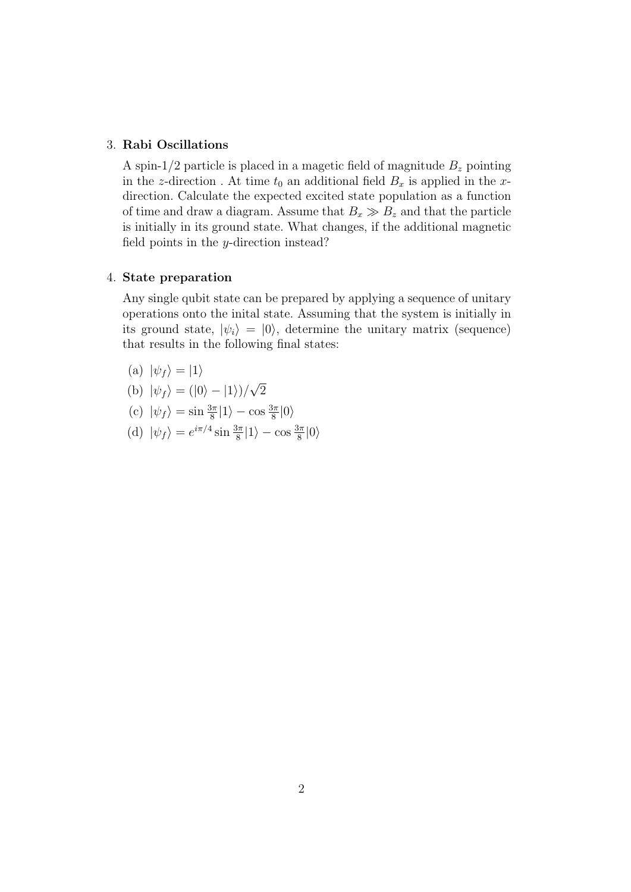3. **Rabi Oscillations**

   A spin-1/2 particle is placed in a magetic field of magnitude $B_z$ pointing in the $z$-direction . At time $t_0$ an additional field $B_x$ is applied in the $x$-direction. Calculate the expected excited state population as a function of time and draw a diagram. Assume that $B_x \gg B_z$ and that the particle is initially in its ground state. What changes, if the additional magnetic field points in the $y$-direction instead?

4. **State preparation**

   Any single qubit state can be prepared by applying a sequence of unitary operations onto the inital state. Assuming that the system is initially in its ground state, $|\psi_i\rangle = |0\rangle$, determine the unitary matrix (sequence) that results in the following final states:

   (a) $|\psi_f\rangle = |1\rangle$

   (b) $|\psi_f\rangle = (|0\rangle - |1\rangle)/\sqrt{2}$

   (c) $|\psi_f\rangle = \sin\frac{3\pi}{8}|1\rangle - \cos\frac{3\pi}{8}|0\rangle$

   (d) $|\psi_f\rangle = e^{i\pi/4}\sin\frac{3\pi}{8}|1\rangle - \cos\frac{3\pi}{8}|0\rangle$